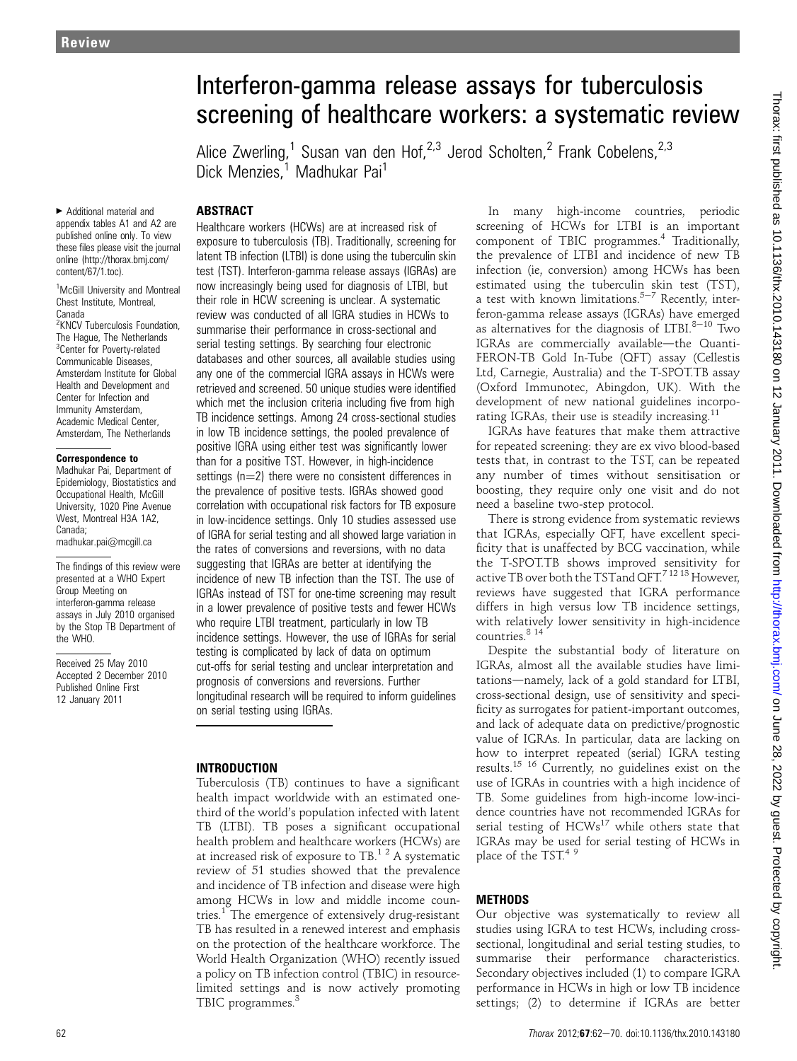# Interferon-gamma release assays for tuberculosis screening of healthcare workers: a systematic review

Alice Zwerling,[1] Susan van den Hof,[2,3] Jerod Scholten,[2] Frank Cobelens,[2,3] Dick Menzies,[1] Madhukar Pai[1]

▸ Additional material and appendix tables A1 and A2 are published online only. To view these files please visit the journal online (http://thorax.bmj.com/content/67/1.toc).

[1]McGill University and Montreal Chest Institute, Montreal, Canada
[2]KNCV Tuberculosis Foundation, The Hague, The Netherlands
[3]Center for Poverty-related Communicable Diseases, Amsterdam Institute for Global Health and Development and Center for Infection and Immunity Amsterdam, Academic Medical Center, Amsterdam, The Netherlands

**Correspondence to**
Madhukar Pai, Department of Epidemiology, Biostatistics and Occupational Health, McGill University, 1020 Pine Avenue West, Montreal H3A 1A2, Canada; madhukar.pai@mcgill.ca

The findings of this review were presented at a WHO Expert Group Meeting on interferon-gamma release assays in July 2010 organised by the Stop TB Department of the WHO.

Received 25 May 2010
Accepted 2 December 2010
Published Online First 12 January 2011

## ABSTRACT

Healthcare workers (HCWs) are at increased risk of exposure to tuberculosis (TB). Traditionally, screening for latent TB infection (LTBI) is done using the tuberculin skin test (TST). Interferon-gamma release assays (IGRAs) are now increasingly being used for diagnosis of LTBI, but their role in HCW screening is unclear. A systematic review was conducted of all IGRA studies in HCWs to summarise their performance in cross-sectional and serial testing settings. By searching four electronic databases and other sources, all available studies using any one of the commercial IGRA assays in HCWs were retrieved and screened. 50 unique studies were identified which met the inclusion criteria including five from high TB incidence settings. Among 24 cross-sectional studies in low TB incidence settings, the pooled prevalence of positive IGRA using either test was significantly lower than for a positive TST. However, in high-incidence settings (n=2) there were no consistent differences in the prevalence of positive tests. IGRAs showed good correlation with occupational risk factors for TB exposure in low-incidence settings. Only 10 studies assessed use of IGRA for serial testing and all showed large variation in the rates of conversions and reversions, with no data suggesting that IGRAs are better at identifying the incidence of new TB infection than the TST. The use of IGRAs instead of TST for one-time screening may result in a lower prevalence of positive tests and fewer HCWs who require LTBI treatment, particularly in low TB incidence settings. However, the use of IGRAs for serial testing is complicated by lack of data on optimum cut-offs for serial testing and unclear interpretation and prognosis of conversions and reversions. Further longitudinal research will be required to inform guidelines on serial testing using IGRAs.

## INTRODUCTION

Tuberculosis (TB) continues to have a significant health impact worldwide with an estimated one-third of the world's population infected with latent TB (LTBI). TB poses a significant occupational health problem and healthcare workers (HCWs) are at increased risk of exposure to TB.[1 2] A systematic review of 51 studies showed that the prevalence and incidence of TB infection and disease were high among HCWs in low and middle income countries.[1] The emergence of extensively drug-resistant TB has resulted in a renewed interest and emphasis on the protection of the healthcare workforce. The World Health Organization (WHO) recently issued a policy on TB infection control (TBIC) in resource-limited settings and is now actively promoting TBIC programmes.[3]

In many high-income countries, periodic screening of HCWs for LTBI is an important component of TBIC programmes.[4] Traditionally, the prevalence of LTBI and incidence of new TB infection (ie, conversion) among HCWs has been estimated using the tuberculin skin test (TST), a test with known limitations.[5–7] Recently, interferon-gamma release assays (IGRAs) have emerged as alternatives for the diagnosis of LTBI.[8–10] Two IGRAs are commercially available—the QuantiFERON-TB Gold In-Tube (QFT) assay (Cellestis Ltd, Carnegie, Australia) and the T-SPOT.TB assay (Oxford Immunotec, Abingdon, UK). With the development of new national guidelines incorporating IGRAs, their use is steadily increasing.[11]

IGRAs have features that make them attractive for repeated screening: they are ex vivo blood-based tests that, in contrast to the TST, can be repeated any number of times without sensitisation or boosting, they require only one visit and do not need a baseline two-step protocol.

There is strong evidence from systematic reviews that IGRAs, especially QFT, have excellent specificity that is unaffected by BCG vaccination, while the T-SPOT.TB shows improved sensitivity for active TB over both the TST and QFT.[7 12 13] However, reviews have suggested that IGRA performance differs in high versus low TB incidence settings, with relatively lower sensitivity in high-incidence countries.[8 14]

Despite the substantial body of literature on IGRAs, almost all the available studies have limitations—namely, lack of a gold standard for LTBI, cross-sectional design, use of sensitivity and specificity as surrogates for patient-important outcomes, and lack of adequate data on predictive/prognostic value of IGRAs. In particular, data are lacking on how to interpret repeated (serial) IGRA testing results.[15 16] Currently, no guidelines exist on the use of IGRAs in countries with a high incidence of TB. Some guidelines from high-income low-incidence countries have not recommended IGRAs for serial testing of HCWs[17] while others state that IGRAs may be used for serial testing of HCWs in place of the TST.[4 9]

## METHODS

Our objective was systematically to review all studies using IGRA to test HCWs, including cross-sectional, longitudinal and serial testing studies, to summarise their performance characteristics. Secondary objectives included (1) to compare IGRA performance in HCWs in high or low TB incidence settings; (2) to determine if IGRAs are better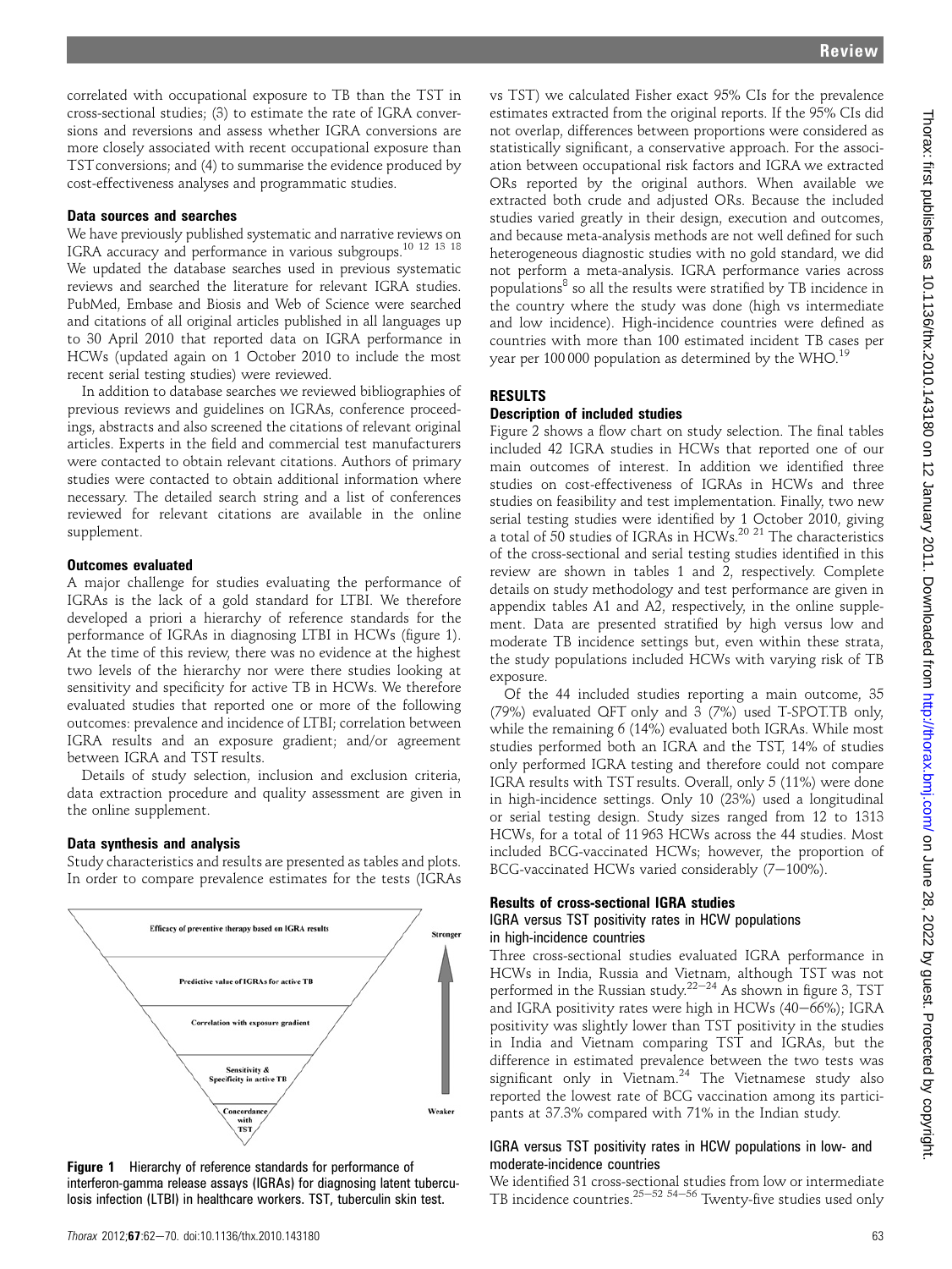correlated with occupational exposure to TB than the TST in cross-sectional studies; (3) to estimate the rate of IGRA conversions and reversions and assess whether IGRA conversions are more closely associated with recent occupational exposure than TST conversions; and (4) to summarise the evidence produced by cost-effectiveness analyses and programmatic studies.

### Data sources and searches

We have previously published systematic and narrative reviews on IGRA accuracy and performance in various subgroups.[10 12 13 18] We updated the database searches used in previous systematic reviews and searched the literature for relevant IGRA studies. PubMed, Embase and Biosis and Web of Science were searched and citations of all original articles published in all languages up to 30 April 2010 that reported data on IGRA performance in HCWs (updated again on 1 October 2010 to include the most recent serial testing studies) were reviewed.

In addition to database searches we reviewed bibliographies of previous reviews and guidelines on IGRAs, conference proceedings, abstracts and also screened the citations of relevant original articles. Experts in the field and commercial test manufacturers were contacted to obtain relevant citations. Authors of primary studies were contacted to obtain additional information where necessary. The detailed search string and a list of conferences reviewed for relevant citations are available in the online supplement.

### Outcomes evaluated

A major challenge for studies evaluating the performance of IGRAs is the lack of a gold standard for LTBI. We therefore developed a priori a hierarchy of reference standards for the performance of IGRAs in diagnosing LTBI in HCWs (figure 1). At the time of this review, there was no evidence at the highest two levels of the hierarchy nor were there studies looking at sensitivity and specificity for active TB in HCWs. We therefore evaluated studies that reported one or more of the following outcomes: prevalence and incidence of LTBI; correlation between IGRA results and an exposure gradient; and/or agreement between IGRA and TST results.

Details of study selection, inclusion and exclusion criteria, data extraction procedure and quality assessment are given in the online supplement.

### Data synthesis and analysis

Study characteristics and results are presented as tables and plots. In order to compare prevalence estimates for the tests (IGRAs vs TST) we calculated Fisher exact 95% CIs for the prevalence estimates extracted from the original reports. If the 95% CIs did not overlap, differences between proportions were considered as statistically significant, a conservative approach. For the association between occupational risk factors and IGRA we extracted ORs reported by the original authors. When available we extracted both crude and adjusted ORs. Because the included studies varied greatly in their design, execution and outcomes, and because meta-analysis methods are not well defined for such heterogeneous diagnostic studies with no gold standard, we did not perform a meta-analysis. IGRA performance varies across populations[8] so all the results were stratified by TB incidence in the country where the study was done (high vs intermediate and low incidence). High-incidence countries were defined as countries with more than 100 estimated incident TB cases per year per 100 000 population as determined by the WHO.[19]

Efficacy of preventive therapy based on IGRA results
Predictive value of IGRAs for active TB
Correlation with exposure gradient
Sensitivity & Specificity in active TB
Concordance with TST
Stronger
Weaker

**Figure 1** Hierarchy of reference standards for performance of interferon-gamma release assays (IGRAs) for diagnosing latent tuberculosis infection (LTBI) in healthcare workers. TST, tuberculin skin test.

## RESULTS

### Description of included studies

Figure 2 shows a flow chart on study selection. The final tables included 42 IGRA studies in HCWs that reported one of our main outcomes of interest. In addition we identified three studies on cost-effectiveness of IGRAs in HCWs and three studies on feasibility and test implementation. Finally, two new serial testing studies were identified by 1 October 2010, giving a total of 50 studies of IGRAs in HCWs.[20 21] The characteristics of the cross-sectional and serial testing studies identified in this review are shown in tables 1 and 2, respectively. Complete details on study methodology and test performance are given in appendix tables A1 and A2, respectively, in the online supplement. Data are presented stratified by high versus low and moderate TB incidence settings but, even within these strata, the study populations included HCWs with varying risk of TB exposure.

Of the 44 included studies reporting a main outcome, 35 (79%) evaluated QFT only and 3 (7%) used T-SPOT.TB only, while the remaining 6 (14%) evaluated both IGRAs. While most studies performed both an IGRA and the TST, 14% of studies only performed IGRA testing and therefore could not compare IGRA results with TST results. Overall, only 5 (11%) were done in high-incidence settings. Only 10 (23%) used a longitudinal or serial testing design. Study sizes ranged from 12 to 1313 HCWs, for a total of 11 963 HCWs across the 44 studies. Most included BCG-vaccinated HCWs; however, the proportion of BCG-vaccinated HCWs varied considerably (7–100%).

### Results of cross-sectional IGRA studies

#### IGRA versus TST positivity rates in HCW populations in high-incidence countries

Three cross-sectional studies evaluated IGRA performance in HCWs in India, Russia and Vietnam, although TST was not performed in the Russian study.[22–24] As shown in figure 3, TST and IGRA positivity rates were high in HCWs (40–66%); IGRA positivity was slightly lower than TST positivity in the studies in India and Vietnam comparing TST and IGRAs, but the difference in estimated prevalence between the two tests was significant only in Vietnam.[24] The Vietnamese study also reported the lowest rate of BCG vaccination among its participants at 37.3% compared with 71% in the Indian study.

#### IGRA versus TST positivity rates in HCW populations in low- and moderate-incidence countries

We identified 31 cross-sectional studies from low or intermediate TB incidence countries.[25–52 54–56] Twenty-five studies used only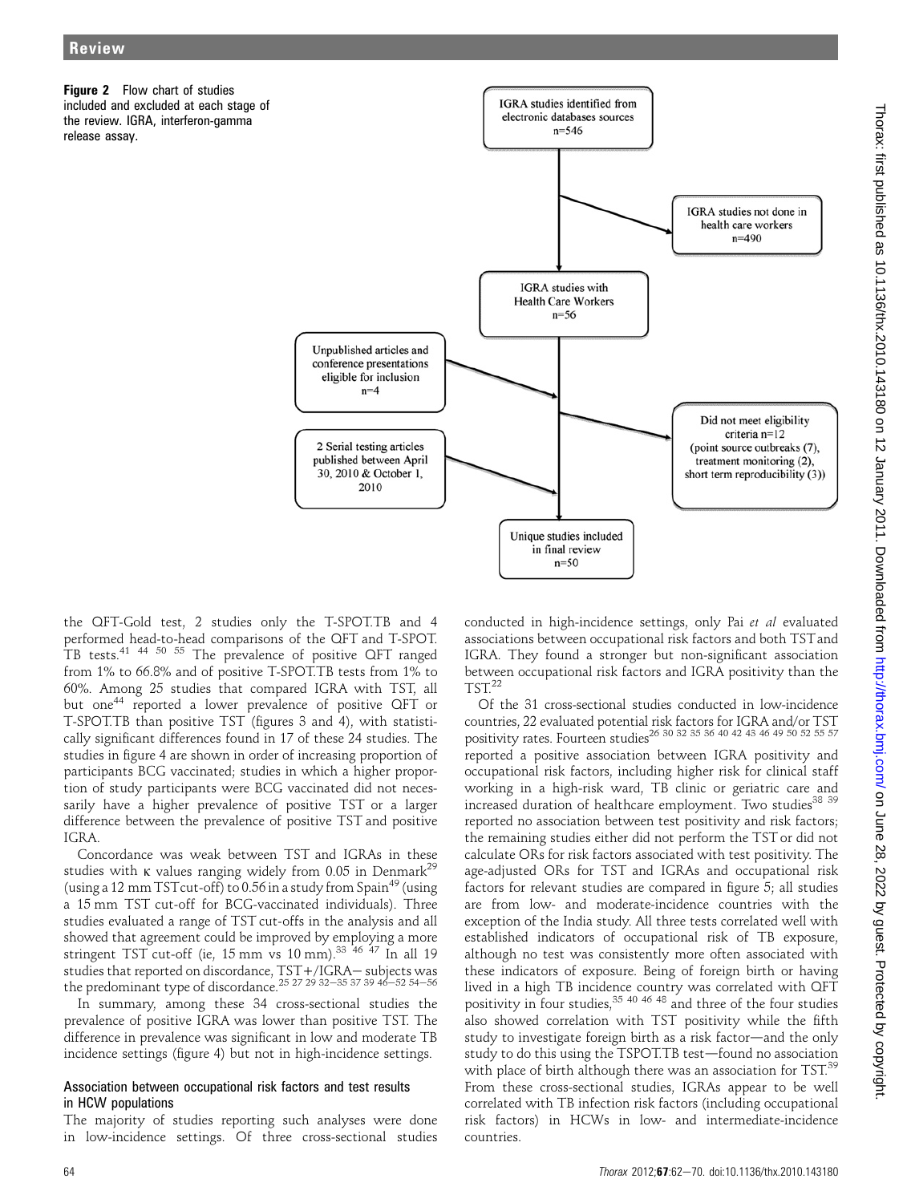**Figure 2** Flow chart of studies included and excluded at each stage of the review. IGRA, interferon-gamma release assay.

IGRA studies identified from electronic databases sources n=546

IGRA studies not done in health care workers n=490

IGRA studies with Health Care Workers n=56

Unpublished articles and conference presentations eligible for inclusion n=4

Did not meet eligibility criteria n=12 (point source outbreaks (7), treatment monitoring (2), short term reproducibility (3))

2 Serial testing articles published between April 30, 2010 & October 1, 2010

Unique studies included in final review n=50

the QFT-Gold test, 2 studies only the T-SPOT.TB and 4 performed head-to-head comparisons of the QFT and T-SPOT.TB tests.[41 44 50 55] The prevalence of positive QFT ranged from 1% to 66.8% and of positive T-SPOT.TB tests from 1% to 60%. Among 25 studies that compared IGRA with TST, all but one[44] reported a lower prevalence of positive QFT or T-SPOT.TB than positive TST (figures 3 and 4), with statistically significant differences found in 17 of these 24 studies. The studies in figure 4 are shown in order of increasing proportion of participants BCG vaccinated; studies in which a higher proportion of study participants were BCG vaccinated did not necessarily have a higher prevalence of positive TST or a larger difference between the prevalence of positive TST and positive IGRA.

Concordance was weak between TST and IGRAs in these studies with κ values ranging widely from 0.05 in Denmark[29] (using a 12 mm TST cut-off) to 0.56 in a study from Spain[49] (using a 15 mm TST cut-off for BCG-vaccinated individuals). Three studies evaluated a range of TST cut-offs in the analysis and all showed that agreement could be improved by employing a more stringent TST cut-off (ie, 15 mm vs 10 mm).[33 46 47] In all 19 studies that reported on discordance, TST+/IGRA− subjects was the predominant type of discordance.[25 27 29 32–35 37 39 46–52 54–56]

In summary, among these 34 cross-sectional studies the prevalence of positive IGRA was lower than positive TST. The difference in prevalence was significant in low and moderate TB incidence settings (figure 4) but not in high-incidence settings.

### Association between occupational risk factors and test results in HCW populations

The majority of studies reporting such analyses were done in low-incidence settings. Of three cross-sectional studies conducted in high-incidence settings, only Pai *et al* evaluated associations between occupational risk factors and both TST and IGRA. They found a stronger but non-significant association between occupational risk factors and IGRA positivity than the TST.[22]

Of the 31 cross-sectional studies conducted in low-incidence countries, 22 evaluated potential risk factors for IGRA and/or TST positivity rates. Fourteen studies[26 30 32 35 36 40 42 43 46 49 50 52 55 57] reported a positive association between IGRA positivity and occupational risk factors, including higher risk for clinical staff working in a high-risk ward, TB clinic or geriatric care and increased duration of healthcare employment. Two studies[38 39] reported no association between test positivity and risk factors; the remaining studies either did not perform the TST or did not calculate ORs for risk factors associated with test positivity. The age-adjusted ORs for TST and IGRAs and occupational risk factors for relevant studies are compared in figure 5; all studies are from low- and moderate-incidence countries with the exception of the India study. All three tests correlated well with established indicators of occupational risk of TB exposure, although no test was consistently more often associated with these indicators of exposure. Being of foreign birth or having lived in a high TB incidence country was correlated with QFT positivity in four studies,[35 40 46 48] and three of the four studies also showed correlation with TST positivity while the fifth study to investigate foreign birth as a risk factor—and the only study to do this using the TSPOT.TB test—found no association with place of birth although there was an association for TST.[59] From these cross-sectional studies, IGRAs appear to be well correlated with TB infection risk factors (including occupational risk factors) in HCWs in low- and intermediate-incidence countries.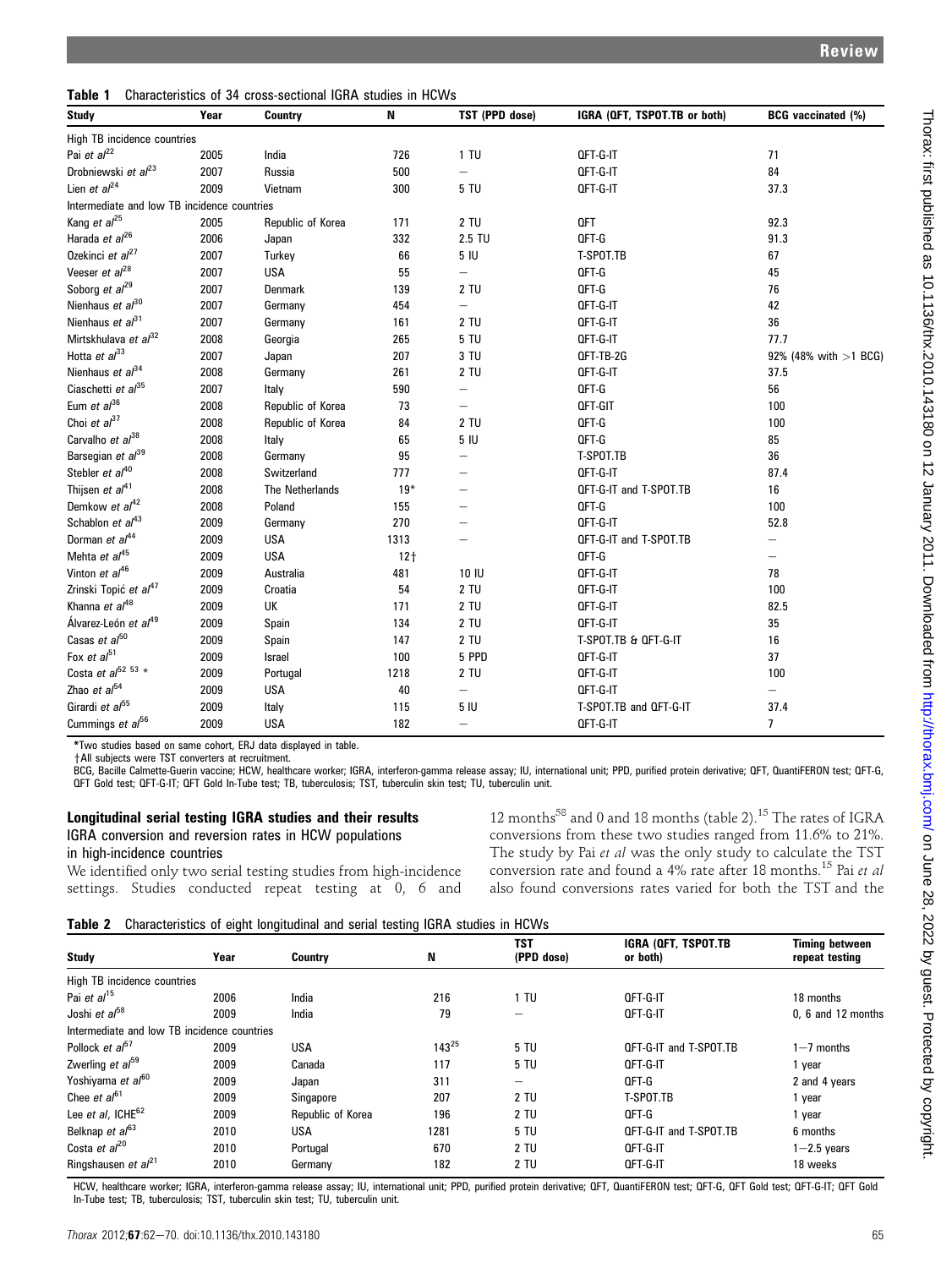**Table 1** Characteristics of 34 cross-sectional IGRA studies in HCWs

| Study | Year | Country | N | TST (PPD dose) | IGRA (QFT, TSPOT.TB or both) | BCG vaccinated (%) |
|---|---|---|---|---|---|---|
| High TB incidence countries | | | | | | |
| Pai et al[22] | 2005 | India | 726 | 1 TU | QFT-G-IT | 71 |
| Drobniewski et al[23] | 2007 | Russia | 500 | – | QFT-G-IT | 84 |
| Lien et al[24] | 2009 | Vietnam | 300 | 5 TU | QFT-G-IT | 37.3 |
| Intermediate and low TB incidence countries | | | | | | |
| Kang et al[25] | 2005 | Republic of Korea | 171 | 2 TU | QFT | 92.3 |
| Harada et al[26] | 2006 | Japan | 332 | 2.5 TU | QFT-G | 91.3 |
| Ozekinci et al[27] | 2007 | Turkey | 66 | 5 IU | T-SPOT.TB | 67 |
| Veeser et al[28] | 2007 | USA | 55 | – | QFT-G | 45 |
| Soborg et al[29] | 2007 | Denmark | 139 | 2 TU | QFT-G | 76 |
| Nienhaus et al[30] | 2007 | Germany | 454 | – | QFT-G-IT | 42 |
| Nienhaus et al[31] | 2007 | Germany | 161 | 2 TU | QFT-G-IT | 36 |
| Mirtskhulava et al[32] | 2008 | Georgia | 265 | 5 TU | QFT-G-IT | 77.7 |
| Hotta et al[33] | 2007 | Japan | 207 | 3 TU | QFT-TB-2G | 92% (48% with >1 BCG) |
| Nienhaus et al[34] | 2008 | Germany | 261 | 2 TU | QFT-G-IT | 37.5 |
| Ciaschetti et al[35] | 2007 | Italy | 590 | – | QFT-G | 56 |
| Eum et al[36] | 2008 | Republic of Korea | 73 | – | QFT-GIT | 100 |
| Choi et al[37] | 2008 | Republic of Korea | 84 | 2 TU | QFT-G | 100 |
| Carvalho et al[38] | 2008 | Italy | 65 | 5 IU | QFT-G | 85 |
| Barsegian et al[39] | 2008 | Germany | 95 | – | T-SPOT.TB | 36 |
| Stebler et al[40] | 2008 | Switzerland | 777 | – | QFT-G-IT | 87.4 |
| Thijsen et al[41] | 2008 | The Netherlands | 19* | – | QFT-G-IT and T-SPOT.TB | 16 |
| Demkow et al[42] | 2008 | Poland | 155 | – | QFT-G | 100 |
| Schablon et al[43] | 2009 | Germany | 270 | – | QFT-G-IT | 52.8 |
| Dorman et al[44] | 2009 | USA | 1313 | – | QFT-G-IT and T-SPOT.TB | – |
| Mehta et al[45] | 2009 | USA | 12† | | QFT-G | – |
| Vinton et al[46] | 2009 | Australia | 481 | 10 IU | QFT-G-IT | 78 |
| Zrinski Topić et al[47] | 2009 | Croatia | 54 | 2 TU | QFT-G-IT | 100 |
| Khanna et al[48] | 2009 | UK | 171 | 2 TU | QFT-G-IT | 82.5 |
| Álvarez-León et al[49] | 2009 | Spain | 134 | 2 TU | QFT-G-IT | 35 |
| Casas et al[50] | 2009 | Spain | 147 | 2 TU | T-SPOT.TB & QFT-G-IT | 16 |
| Fox et al[51] | 2009 | Israel | 100 | 5 PPD | QFT-G-IT | 37 |
| Costa et al[52 53] * | 2009 | Portugal | 1218 | 2 TU | QFT-G-IT | 100 |
| Zhao et al[54] | 2009 | USA | 40 | – | QFT-G-IT | – |
| Girardi et al[55] | 2009 | Italy | 115 | 5 IU | T-SPOT.TB and QFT-G-IT | 37.4 |
| Cummings et al[56] | 2009 | USA | 182 | – | QFT-G-IT | 7 |

*Two studies based on same cohort, ERJ data displayed in table.
†All subjects were TST converters at recruitment.
BCG, Bacille Calmette-Guerin vaccine; HCW, healthcare worker; IGRA, interferon-gamma release assay; IU, international unit; PPD, purified protein derivative; QFT, QuantiFERON test; QFT-G, QFT Gold test; QFT-G-IT; QFT Gold In-Tube test; TB, tuberculosis; TST, tuberculin skin test; TU, tuberculin unit.

### Longitudinal serial testing IGRA studies and their results

#### IGRA conversion and reversion rates in HCW populations in high-incidence countries

We identified only two serial testing studies from high-incidence settings. Studies conducted repeat testing at 0, 6 and 12 months[58] and 0 and 18 months (table 2).[15] The rates of IGRA conversions from these two studies ranged from 11.6% to 21%. The study by Pai *et al* was the only study to calculate the TST conversion rate and found a 4% rate after 18 months.[15] Pai *et al* also found conversions rates varied for both the TST and the

**Table 2** Characteristics of eight longitudinal and serial testing IGRA studies in HCWs

| Study | Year | Country | N | TST (PPD dose) | IGRA (QFT, TSPOT.TB or both) | Timing between repeat testing |
|---|---|---|---|---|---|---|
| High TB incidence countries | | | | | | |
| Pai et al[15] | 2006 | India | 216 | 1 TU | QFT-G-IT | 18 months |
| Joshi et al[58] | 2009 | India | 79 | – | QFT-G-IT | 0, 6 and 12 months |
| Intermediate and low TB incidence countries | | | | | | |
| Pollock et al[57] | 2009 | USA | 143[25] | 5 TU | QFT-G-IT and T-SPOT.TB | 1–7 months |
| Zwerling et al[59] | 2009 | Canada | 117 | 5 TU | QFT-G-IT | 1 year |
| Yoshiyama et al[60] | 2009 | Japan | 311 | – | QFT-G | 2 and 4 years |
| Chee et al[61] | 2009 | Singapore | 207 | 2 TU | T-SPOT.TB | 1 year |
| Lee et al, ICHE[62] | 2009 | Republic of Korea | 196 | 2 TU | QFT-G | 1 year |
| Belknap et al[63] | 2010 | USA | 1281 | 5 TU | QFT-G-IT and T-SPOT.TB | 6 months |
| Costa et al[20] | 2010 | Portugal | 670 | 2 TU | QFT-G-IT | 1–2.5 years |
| Ringshausen et al[21] | 2010 | Germany | 182 | 2 TU | QFT-G-IT | 18 weeks |

HCW, healthcare worker; IGRA, interferon-gamma release assay; IU, international unit; PPD, purified protein derivative; QFT, QuantiFERON test; QFT-G, QFT Gold test; QFT-G-IT; QFT Gold In-Tube test; TB, tuberculosis; TST, tuberculin skin test; TU, tuberculin unit.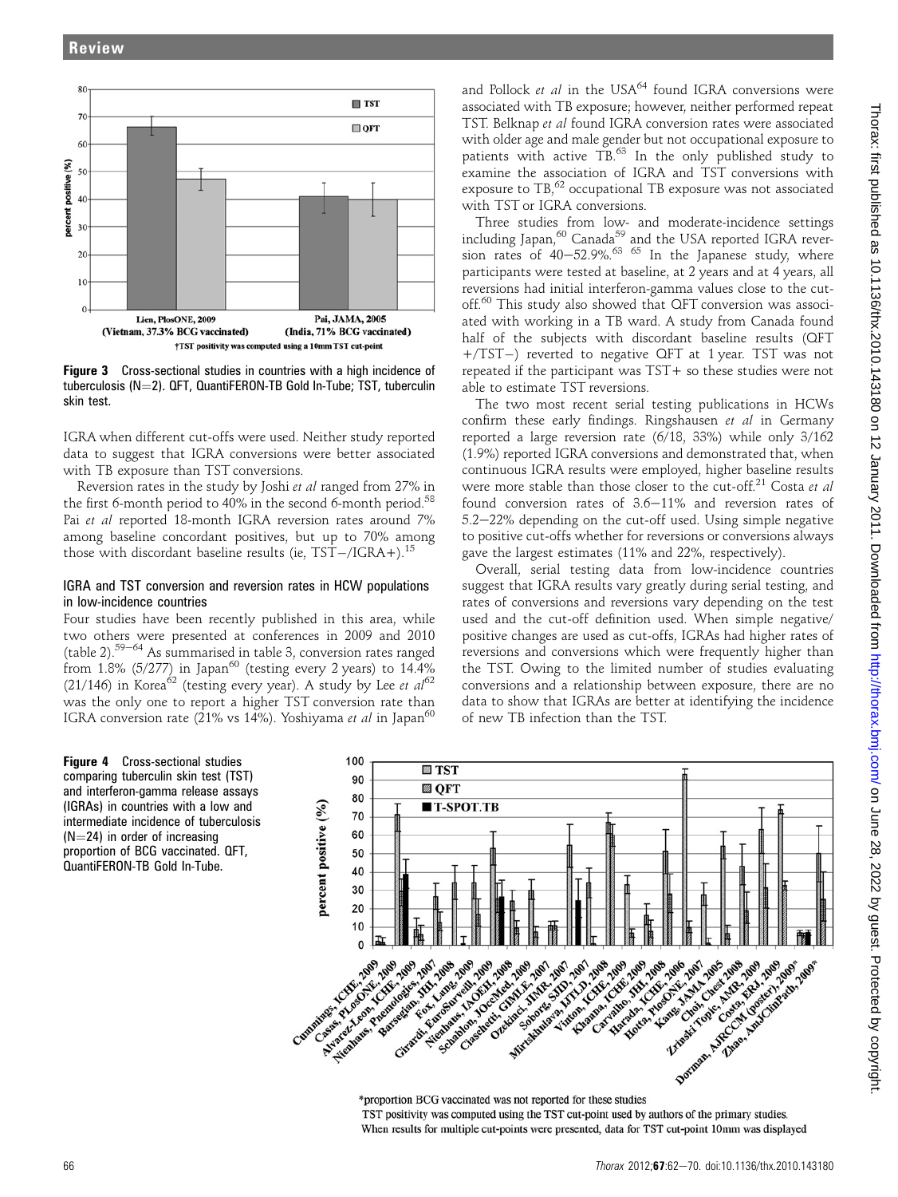Figure 3 Cross-sectional studies in countries with a high incidence of tuberculosis (N=2). QFT, QuantiFERON-TB Gold In-Tube; TST, tuberculin skin test.

IGRA when different cut-offs were used. Neither study reported data to suggest that IGRA conversions were better associated with TB exposure than TST conversions.

Reversion rates in the study by Joshi *et al* ranged from 27% in the first 6-month period to 40% in the second 6-month period.[58] Pai *et al* reported 18-month IGRA reversion rates around 7% among baseline concordant positives, but up to 70% among those with discordant baseline results (ie, TST−/IGRA+).[15]

### IGRA and TST conversion and reversion rates in HCW populations in low-incidence countries

Four studies have been recently published in this area, while two others were presented at conferences in 2009 and 2010 (table 2).[59–64] As summarised in table 3, conversion rates ranged from 1.8% (5/277) in Japan[60] (testing every 2 years) to 14.4% (21/146) in Korea[62] (testing every year). A study by Lee *et al*[62] was the only one to report a higher TST conversion rate than IGRA conversion rate (21% vs 14%). Yoshiyama *et al* in Japan[60] and Pollock *et al* in the USA[64] found IGRA conversions were associated with TB exposure; however, neither performed repeat TST. Belknap *et al* found IGRA conversion rates were associated with older age and male gender but not occupational exposure to patients with active TB.[63] In the only published study to examine the association of IGRA and TST conversions with exposure to TB,[62] occupational TB exposure was not associated with TST or IGRA conversions.

Three studies from low- and moderate-incidence settings including Japan,[60] Canada[59] and the USA reported IGRA reversion rates of 40–52.9%.[63 65] In the Japanese study, where participants were tested at baseline, at 2 years and at 4 years, all reversions had initial interferon-gamma values close to the cut-off.[60] This study also showed that QFT conversion was associated with working in a TB ward. A study from Canada found half of the subjects with discordant baseline results (QFT+/TST−) reverted to negative QFT at 1 year. TST was not repeated if the participant was TST+ so these studies were not able to estimate TST reversions.

The two most recent serial testing publications in HCWs confirm these early findings. Ringshausen *et al* in Germany reported a large reversion rate (6/18, 33%) while only 3/162 (1.9%) reported IGRA conversions and demonstrated that, when continuous IGRA results were employed, higher baseline results were more stable than those closer to the cut-off.[21] Costa *et al* found conversion rates of 3.6–11% and reversion rates of 5.2–22% depending on the cut-off used. Using simple negative to positive cut-offs whether for reversions or conversions always gave the largest estimates (11% and 22%, respectively).

Overall, serial testing data from low-incidence countries suggest that IGRA results vary greatly during serial testing, and rates of conversions and reversions vary depending on the test used and the cut-off definition used. When simple negative/positive changes are used as cut-offs, IGRAs had higher rates of reversions and conversions which were frequently higher than the TST. Owing to the limited number of studies evaluating conversions and a relationship between exposure, there are no data to show that IGRAs are better at identifying the incidence of new TB infection than the TST.

Figure 4 Cross-sectional studies comparing tuberculin skin test (TST) and interferon-gamma release assays (IGRAs) in countries with a low and intermediate incidence of tuberculosis (N=24) in order of increasing proportion of BCG vaccinated. QFT, QuantiFERON-TB Gold In-Tube.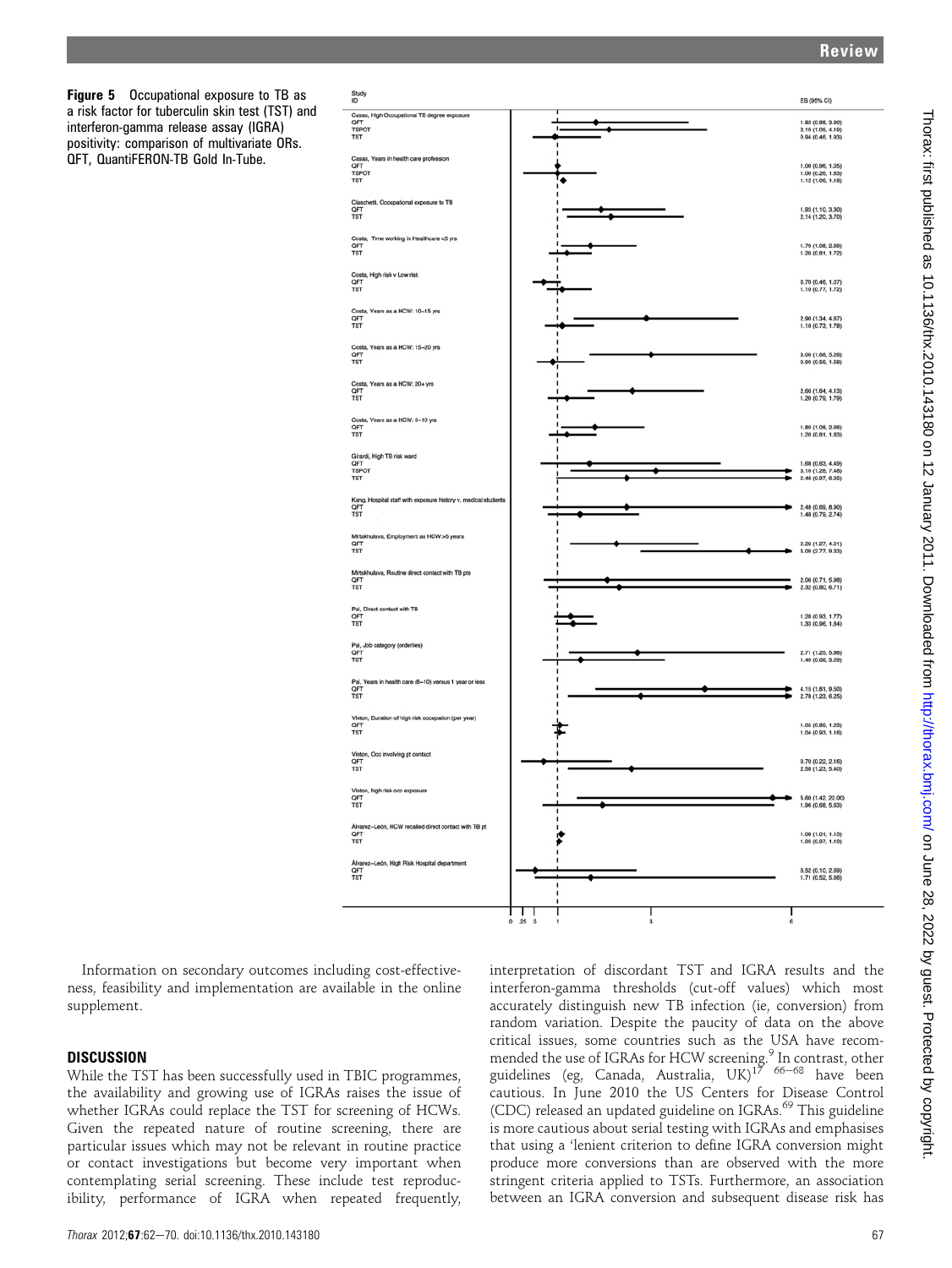**Figure 5** Occupational exposure to TB as a risk factor for tuberculin skin test (TST) and interferon-gamma release assay (IGRA) positivity: comparison of multivariate ORs. QFT, QuantiFERON-TB Gold In-Tube.

| Study ID | ES (95% CI) |
|---|---|
| **Casas, High Occupational TB degree exposure** | |
| QFT | 1.82 (0.86, 3.90) |
| TSPOT | 2.19 (1.06, 4.19) |
| TST | 0.94 (0.46, 1.93) |
| **Casas, Years in health care profession** | |
| QFT | 1.00 (0.96, 1.05) |
| TSPOT | 1.00 (0.20, 1.83) |
| TST | 1.12 (1.06, 1.18) |
| **Ciaschetti, Occupational exposure to TB** | |
| QFT | 1.93 (1.10, 3.30) |
| TST | 2.14 (1.20, 3.70) |
| **Costa, Time working in Healthcare <5 yrs** | |
| QFT | 1.70 (1.06, 2.80) |
| TST | 1.20 (0.81, 1.72) |
| **Costa, High risk v Low risk** | |
| QFT | 0.70 (0.46, 1.07) |
| TST | 1.10 (0.77, 1.72) |
| **Costa, Years as a HCW: 10–15 yrs** | |
| QFT | 2.90 (1.34, 4.87) |
| TST | 1.10 (0.73, 1.78) |
| **Costa, Years as a HCW: 15–20 yrs** | |
| QFT | 3.00 (1.66, 5.26) |
| TST | 0.90 (0.56, 1.59) |
| **Costa, Years as a HCW: 20+ yrs** | |
| QFT | 2.60 (1.64, 4.13) |
| TST | 1.20 (0.79, 1.79) |
| **Costa, Years as a HCW: 5–10 yrs** | |
| QFT | 1.80 (1.06, 2.86) |
| TST | 1.20 (0.81, 1.83) |
| **Girardi, High TB risk ward** | |
| QFT | 1.68 (0.63, 4.49) |
| TSPOT | 3.10 (1.25, 7.48) |
| TST | 2.48 (0.97, 6.35) |
| **Kang, Hospital staff with exposure history v. medical students** | |
| QFT | 2.48 (0.69, 8.90) |
| TST | 1.48 (0.79, 2.74) |
| **Mirtskhulava, Employment as HCW >5 years** | |
| QFT | 2.26 (1.27, 4.01) |
| TST | 5.09 (2.77, 9.33) |
| **Mirtskhulava, Routine direct contact with TB pts** | |
| QFT | 2.06 (0.71, 5.98) |
| TST | 2.32 (0.80, 6.71) |
| **Pai, Direct contact with TB** | |
| QFT | 1.28 (0.93, 1.77) |
| TST | 1.33 (0.96, 1.84) |
| **Pai, Job category (orderlies)** | |
| QFT | 2.71 (1.25, 5.96) |
| TST | 1.49 (0.68, 3.29) |
| **Pai, Years in health care (6–10) versus 1 year or less** | |
| QFT | 4.15 (1.81, 9.50) |
| TST | 2.78 (1.23, 6.25) |
| **Vinton, Duration of high risk occupation (per year)** | |
| QFT | 1.06 (0.80, 1.23) |
| TST | 1.04 (0.93, 1.16) |
| **Vinton, Occ involving pt contact** | |
| QFT | 0.70 (0.22, 2.16) |
| TST | 2.58 (1.23, 5.40) |
| **Vinton, high risk occ exposure** | |
| QFT | 5.60 (1.42, 22.00) |
| TST | 1.96 (0.68, 5.63) |
| **Álvarez-León, HCW recalled direct contact with TB pt** | |
| QFT | 1.08 (1.01, 1.15) |
| TST | 1.03 (0.97, 1.10) |
| **Álvarez-León, High Risk Hospital department** | |
| QFT | 0.52 (0.10, 2.89) |
| TST | 1.71 (0.52, 5.66) |

Information on secondary outcomes including cost-effectiveness, feasibility and implementation are available in the online supplement.

## DISCUSSION

While the TST has been successfully used in TBIC programmes, the availability and growing use of IGRAs raises the issue of whether IGRAs could replace the TST for screening of HCWs. Given the repeated nature of routine screening, there are particular issues which may not be relevant in routine practice or contact investigations but become very important when contemplating serial screening. These include test reproducibility, performance of IGRA when repeated frequently, interpretation of discordant TST and IGRA results and the interferon-gamma thresholds (cut-off values) which most accurately distinguish new TB infection (ie, conversion) from random variation. Despite the paucity of data on the above critical issues, some countries such as the USA have recommended the use of IGRAs for HCW screening.[9] In contrast, other guidelines (eg, Canada, Australia, UK)[17 66–68] have been cautious. In June 2010 the US Centers for Disease Control (CDC) released an updated guideline on IGRAs.[69] This guideline is more cautious about serial testing with IGRAs and emphasises that using a 'lenient criterion to define IGRA conversion might produce more conversions than are observed with the more stringent criteria applied to TSTs. Furthermore, an association between an IGRA conversion and subsequent disease risk has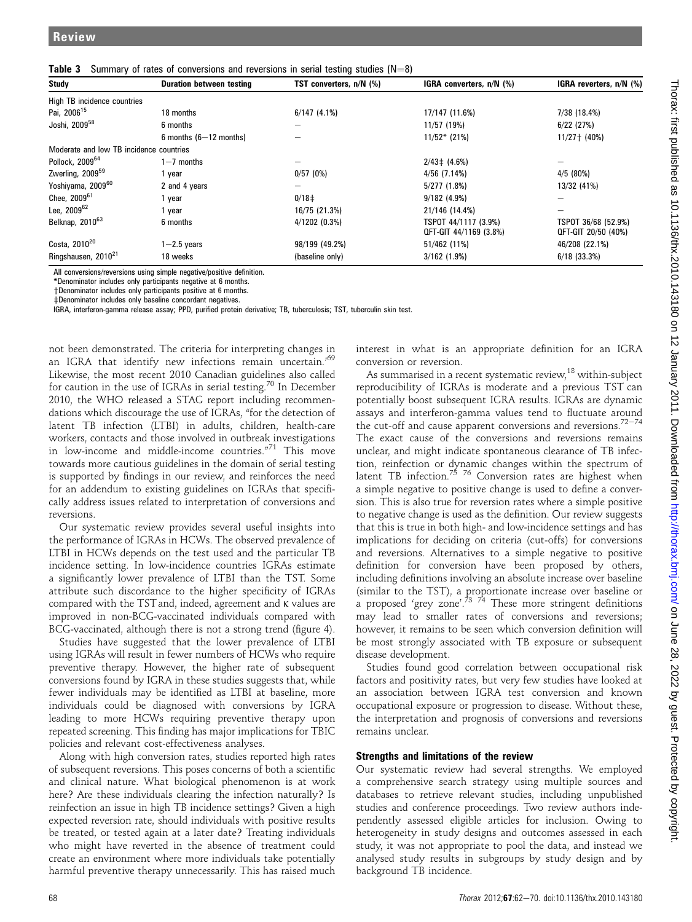**Table 3** Summary of rates of conversions and reversions in serial testing studies (N=8)

| Study | Duration between testing | TST converters, n/N (%) | IGRA converters, n/N (%) | IGRA reverters, n/N (%) |
|---|---|---|---|---|
| High TB incidence countries | | | | |
| Pai, 2006[15] | 18 months | 6/147 (4.1%) | 17/147 (11.6%) | 7/38 (18.4%) |
| Joshi, 2009[58] | 6 months | – | 11/57 (19%) | 6/22 (27%) |
| | 6 months (6–12 months) | – | 11/52* (21%) | 11/27† (40%) |
| Moderate and low TB incidence countries | | | | |
| Pollock, 2009[64] | 1–7 months | – | 2/43‡ (4.6%) | – |
| Zwerling, 2009[59] | 1 year | 0/57 (0%) | 4/56 (7.14%) | 4/5 (80%) |
| Yoshiyama, 2009[60] | 2 and 4 years | – | 5/277 (1.8%) | 13/32 (41%) |
| Chee, 2009[61] | 1 year | 0/18‡ | 9/182 (4.9%) | – |
| Lee, 2009[62] | 1 year | 16/75 (21.3%) | 21/146 (14.4%) | – |
| Belknap, 2010[63] | 6 months | 4/1202 (0.3%) | TSPOT 44/1117 (3.9%) QFT-GIT 44/1169 (3.8%) | TSPOT 36/68 (52.9%) QFT-GIT 20/50 (40%) |
| Costa, 2010[20] | 1–2.5 years | 98/199 (49.2%) | 51/462 (11%) | 46/208 (22.1%) |
| Ringshausen, 2010[21] | 18 weeks | (baseline only) | 3/162 (1.9%) | 6/18 (33.3%) |

All conversions/reversions using simple negative/positive definition.
*Denominator includes only participants negative at 6 months.
†Denominator includes only participants positive at 6 months.
‡Denominator includes only baseline concordant negatives.
IGRA, interferon-gamma release assay; PPD, purified protein derivative; TB, tuberculosis; TST, tuberculin skin test.

not been demonstrated. The criteria for interpreting changes in an IGRA that identify new infections remain uncertain.'[69] Likewise, the most recent 2010 Canadian guidelines also called for caution in the use of IGRAs in serial testing.[70] In December 2010, the WHO released a STAG report including recommendations which discourage the use of IGRAs, "for the detection of latent TB infection (LTBI) in adults, children, health-care workers, contacts and those involved in outbreak investigations in low-income and middle-income countries."[71] This move towards more cautious guidelines in the domain of serial testing is supported by findings in our review, and reinforces the need for an addendum to existing guidelines on IGRAs that specifically address issues related to interpretation of conversions and reversions.

Our systematic review provides several useful insights into the performance of IGRAs in HCWs. The observed prevalence of LTBI in HCWs depends on the test used and the particular TB incidence setting. In low-incidence countries IGRAs estimate a significantly lower prevalence of LTBI than the TST. Some attribute such discordance to the higher specificity of IGRAs compared with the TST and, indeed, agreement and κ values are improved in non-BCG-vaccinated individuals compared with BCG-vaccinated, although there is not a strong trend (figure 4).

Studies have suggested that the lower prevalence of LTBI using IGRAs will result in fewer numbers of HCWs who require preventive therapy. However, the higher rate of subsequent conversions found by IGRA in these studies suggests that, while fewer individuals may be identified as LTBI at baseline, more individuals could be diagnosed with conversions by IGRA leading to more HCWs requiring preventive therapy upon repeated screening. This finding has major implications for TBIC policies and relevant cost-effectiveness analyses.

Along with high conversion rates, studies reported high rates of subsequent reversions. This poses concerns of both a scientific and clinical nature. What biological phenomenon is at work here? Are these individuals clearing the infection naturally? Is reinfection an issue in high TB incidence settings? Given a high expected reversion rate, should individuals with positive results be treated, or tested again at a later date? Treating individuals who might have reverted in the absence of treatment could create an environment where more individuals take potentially harmful preventive therapy unnecessarily. This has raised much interest in what is an appropriate definition for an IGRA conversion or reversion.

As summarised in a recent systematic review,[18] within-subject reproducibility of IGRAs is moderate and a previous TST can potentially boost subsequent IGRA results. IGRAs are dynamic assays and interferon-gamma values tend to fluctuate around the cut-off and cause apparent conversions and reversions.[72–74] The exact cause of the conversions and reversions remains unclear, and might indicate spontaneous clearance of TB infection, reinfection or dynamic changes within the spectrum of latent TB infection.[75 76] Conversion rates are highest when a simple negative to positive change is used to define a conversion. This is also true for reversion rates where a simple positive to negative change is used as the definition. Our review suggests that this is true in both high- and low-incidence settings and has implications for deciding on criteria (cut-offs) for conversions and reversions. Alternatives to a simple negative to positive definition for conversion have been proposed by others, including definitions involving an absolute increase over baseline (similar to the TST), a proportionate increase over baseline or a proposed 'grey zone'.[73 74] These more stringent definitions may lead to smaller rates of conversions and reversions; however, it remains to be seen which conversion definition will be most strongly associated with TB exposure or subsequent disease development.

Studies found good correlation between occupational risk factors and positivity rates, but very few studies have looked at an association between IGRA test conversion and known occupational exposure or progression to disease. Without these, the interpretation and prognosis of conversions and reversions remains unclear.

## Strengths and limitations of the review

Our systematic review had several strengths. We employed a comprehensive search strategy using multiple sources and databases to retrieve relevant studies, including unpublished studies and conference proceedings. Two review authors independently assessed eligible articles for inclusion. Owing to heterogeneity in study designs and outcomes assessed in each study, it was not appropriate to pool the data, and instead we analysed study results in subgroups by study design and by background TB incidence.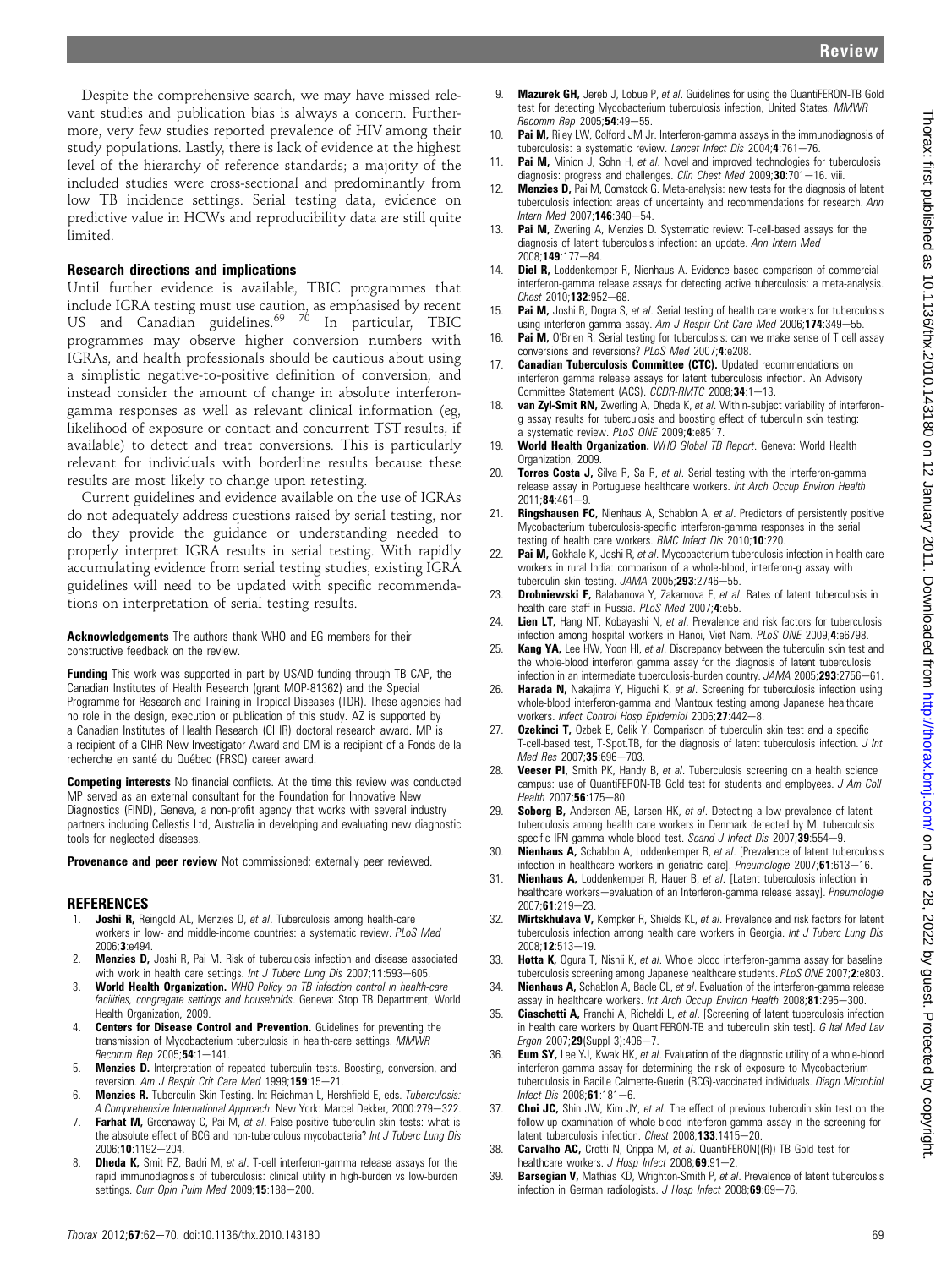Despite the comprehensive search, we may have missed relevant studies and publication bias is always a concern. Furthermore, very few studies reported prevalence of HIV among their study populations. Lastly, there is lack of evidence at the highest level of the hierarchy of reference standards; a majority of the included studies were cross-sectional and predominantly from low TB incidence settings. Serial testing data, evidence on predictive value in HCWs and reproducibility data are still quite limited.

### Research directions and implications

Until further evidence is available, TBIC programmes that include IGRA testing must use caution, as emphasised by recent US and Canadian guidelines.[69 70] In particular, TBIC programmes may observe higher conversion numbers with IGRAs, and health professionals should be cautious about using a simplistic negative-to-positive definition of conversion, and instead consider the amount of change in absolute interferon-gamma responses as well as relevant clinical information (eg, likelihood of exposure or contact and concurrent TST results, if available) to detect and treat conversions. This is particularly relevant for individuals with borderline results because these results are most likely to change upon retesting.

Current guidelines and evidence available on the use of IGRAs do not adequately address questions raised by serial testing, nor do they provide the guidance or understanding needed to properly interpret IGRA results in serial testing. With rapidly accumulating evidence from serial testing studies, existing IGRA guidelines will need to be updated with specific recommendations on interpretation of serial testing results.

**Acknowledgements** The authors thank WHO and EG members for their constructive feedback on the review.

**Funding** This work was supported in part by USAID funding through TB CAP, the Canadian Institutes of Health Research (grant MOP-81362) and the Special Programme for Research and Training in Tropical Diseases (TDR). These agencies had no role in the design, execution or publication of this study. AZ is supported by a Canadian Institutes of Health Research (CIHR) doctoral research award. MP is a recipient of a CIHR New Investigator Award and DM is a recipient of a Fonds de la recherche en santé du Québec (FRSQ) career award.

**Competing interests** No financial conflicts. At the time this review was conducted MP served as an external consultant for the Foundation for Innovative New Diagnostics (FIND), Geneva, a non-profit agency that works with several industry partners including Cellestis Ltd, Australia in developing and evaluating new diagnostic tools for neglected diseases.

**Provenance and peer review** Not commissioned; externally peer reviewed.

## REFERENCES

1. **Joshi R,** Reingold AL, Menzies D, *et al*. Tuberculosis among health-care workers in low- and middle-income countries: a systematic review. *PLoS Med* 2006;**3**:e494.
2. **Menzies D,** Joshi R, Pai M. Risk of tuberculosis infection and disease associated with work in health care settings. *Int J Tuberc Lung Dis* 2007;**11**:593–605.
3. **World Health Organization.** *WHO Policy on TB infection control in health-care facilities, congregate settings and households*. Geneva: Stop TB Department, World Health Organization, 2009.
4. **Centers for Disease Control and Prevention.** Guidelines for preventing the transmission of Mycobacterium tuberculosis in health-care settings. *MMWR Recomm Rep* 2005;**54**:1–141.
5. **Menzies D.** Interpretation of repeated tuberculin tests. Boosting, conversion, and reversion. *Am J Respir Crit Care Med* 1999;**159**:15–21.
6. **Menzies R.** Tuberculin Skin Testing. In: Reichman L, Hershfield E, eds. *Tuberculosis: A Comprehensive International Approach*. New York: Marcel Dekker, 2000:279–322.
7. **Farhat M,** Greenaway C, Pai M, *et al*. False-positive tuberculin skin tests: what is the absolute effect of BCG and non-tuberculous mycobacteria? *Int J Tuberc Lung Dis* 2006;**10**:1192–204.
8. **Dheda K,** Smit RZ, Badri M, *et al*. T-cell interferon-gamma release assays for the rapid immunodiagnosis of tuberculosis: clinical utility in high-burden vs low-burden settings. *Curr Opin Pulm Med* 2009;**15**:188–200.
9. **Mazurek GH,** Jereb J, Lobue P, *et al*. Guidelines for using the QuantiFERON-TB Gold test for detecting Mycobacterium tuberculosis infection, United States. *MMWR Recomm Rep* 2005;**54**:49–55.
10. **Pai M,** Riley LW, Colford JM Jr. Interferon-gamma assays in the immunodiagnosis of tuberculosis: a systematic review. *Lancet Infect Dis* 2004;**4**:761–76.
11. **Pai M,** Minion J, Sohn H, *et al*. Novel and improved technologies for tuberculosis diagnosis: progress and challenges. *Clin Chest Med* 2009;**30**:701–16. viii.
12. **Menzies D,** Pai M, Comstock G. Meta-analysis: new tests for the diagnosis of latent tuberculosis infection: areas of uncertainty and recommendations for research. *Ann Intern Med* 2007;**146**:340–54.
13. **Pai M,** Zwerling A, Menzies D. Systematic review: T-cell-based assays for the diagnosis of latent tuberculosis infection: an update. *Ann Intern Med* 2008;**149**:177–84.
14. **Diel R,** Loddenkemper R, Nienhaus A. Evidence based comparison of commercial interferon-gamma release assays for detecting active tuberculosis: a meta-analysis. *Chest* 2010;**132**:952–68.
15. **Pai M,** Joshi R, Dogra S, *et al*. Serial testing of health care workers for tuberculosis using interferon-gamma assay. *Am J Respir Crit Care Med* 2006;**174**:349–55.
16. **Pai M,** O'Brien R. Serial testing for tuberculosis: can we make sense of T cell assay conversions and reversions? *PLoS Med* 2007;**4**:e208.
17. **Canadian Tuberculosis Committee (CTC).** Updated recommendations on interferon gamma release assays for latent tuberculosis infection. An Advisory Committee Statement (ACS). *CCDR-RMTC* 2008;**34**:1–13.
18. **van Zyl-Smit RN,** Zwerling A, Dheda K, *et al*. Within-subject variability of interferon-g assay results for tuberculosis and boosting effect of tuberculin skin testing: a systematic review. *PLoS ONE* 2009;**4**:e8517.
19. **World Health Organization.** *WHO Global TB Report*. Geneva: World Health Organization, 2009.
20. **Torres Costa J,** Silva R, Sa R, *et al*. Serial testing with the interferon-gamma release assay in Portuguese healthcare workers. *Int Arch Occup Environ Health* 2011;**84**:461–9.
21. **Ringshausen FC,** Nienhaus A, Schablon A, *et al*. Predictors of persistently positive Mycobacterium tuberculosis-specific interferon-gamma responses in the serial testing of health care workers. *BMC Infect Dis* 2010;**10**:220.
22. **Pai M,** Gokhale K, Joshi R, *et al*. Mycobacterium tuberculosis infection in health care workers in rural India: comparison of a whole-blood, interferon-g assay with tuberculin skin testing. *JAMA* 2005;**293**:2746–55.
23. **Drobniewski F,** Balabanova Y, Zakamova E, *et al*. Rates of latent tuberculosis in health care staff in Russia. *PLoS Med* 2007;**4**:e55.
24. **Lien LT,** Hang NT, Kobayashi N, *et al*. Prevalence and risk factors for tuberculosis infection among hospital workers in Hanoi, Viet Nam. *PLoS ONE* 2009;**4**:e6798.
25. **Kang YA,** Lee HW, Yoon HI, *et al*. Discrepancy between the tuberculin skin test and the whole-blood interferon gamma assay for the diagnosis of latent tuberculosis infection in an intermediate tuberculosis-burden country. *JAMA* 2005;**293**:2756–61.
26. **Harada N,** Nakajima Y, Higuchi K, *et al*. Screening for tuberculosis infection using whole-blood interferon-gamma and Mantoux testing among Japanese healthcare workers. *Infect Control Hosp Epidemiol* 2006;**27**:442–8.
27. **Ozekinci T,** Ozbek E, Celik Y. Comparison of tuberculin skin test and a specific T-cell-based test, T-Spot.TB, for the diagnosis of latent tuberculosis infection. *J Int Med Res* 2007;**35**:696–703.
28. **Veeser PI,** Smith PK, Handy B, *et al*. Tuberculosis screening on a health science campus: use of QuantiFERON-TB Gold test for students and employees. *J Am Coll Health* 2007;**56**:175–80.
29. **Soborg B,** Andersen AB, Larsen HK, *et al*. Detecting a low prevalence of latent tuberculosis among health care workers in Denmark detected by M. tuberculosis specific IFN-gamma whole-blood test. *Scand J Infect Dis* 2007;**39**:554–9.
30. **Nienhaus A,** Schablon A, Loddenkemper R, *et al*. [Prevalence of latent tuberculosis infection in healthcare workers in geriatric care]. *Pneumologie* 2007;**61**:613–16.
31. **Nienhaus A,** Loddenkemper R, Hauer B, *et al*. [Latent tuberculosis infection in healthcare workers—evaluation of an Interferon-gamma release assay]. *Pneumologie* 2007;**61**:219–23.
32. **Mirtskhulava V,** Kempker R, Shields KL, *et al*. Prevalence and risk factors for latent tuberculosis infection among health care workers in Georgia. *Int J Tuberc Lung Dis* 2008;**12**:513–19.
33. **Hotta K,** Ogura T, Nishii K, *et al*. Whole blood interferon-gamma assay for baseline tuberculosis screening among Japanese healthcare students. *PLoS ONE* 2007;**2**:e803.
34. **Nienhaus A,** Schablon A, Bacle CL, *et al*. Evaluation of the interferon-gamma release assay in healthcare workers. *Int Arch Occup Environ Health* 2008;**81**:295–300.
35. **Ciaschetti A,** Franchi A, Richeldi L, *et al*. [Screening of latent tuberculosis infection in health care workers by QuantiFERON-TB and tuberculin skin test]. *G Ital Med Lav Ergon* 2007;**29**(Suppl 3):406–7.
36. **Eum SY,** Lee YJ, Kwak HK, *et al*. Evaluation of the diagnostic utility of a whole-blood interferon-gamma assay for determining the risk of exposure to Mycobacterium tuberculosis in Bacille Calmette-Guerin (BCG)-vaccinated individuals. *Diagn Microbiol Infect Dis* 2008;**61**:181–6.
37. **Choi JC,** Shin JW, Kim JY, *et al*. The effect of previous tuberculin skin test on the follow-up examination of whole-blood interferon-gamma assay in the screening for latent tuberculosis infection. *Chest* 2008;**133**:1415–20.
38. **Carvalho AC,** Crotti N, Crippa M, *et al*. QuantiFERON((R))-TB Gold test for healthcare workers. *J Hosp Infect* 2008;**69**:91–2.
39. **Barsegian V,** Mathias KD, Wrighton-Smith P, *et al*. Prevalence of latent tuberculosis infection in German radiologists. *J Hosp Infect* 2008;**69**:69–76.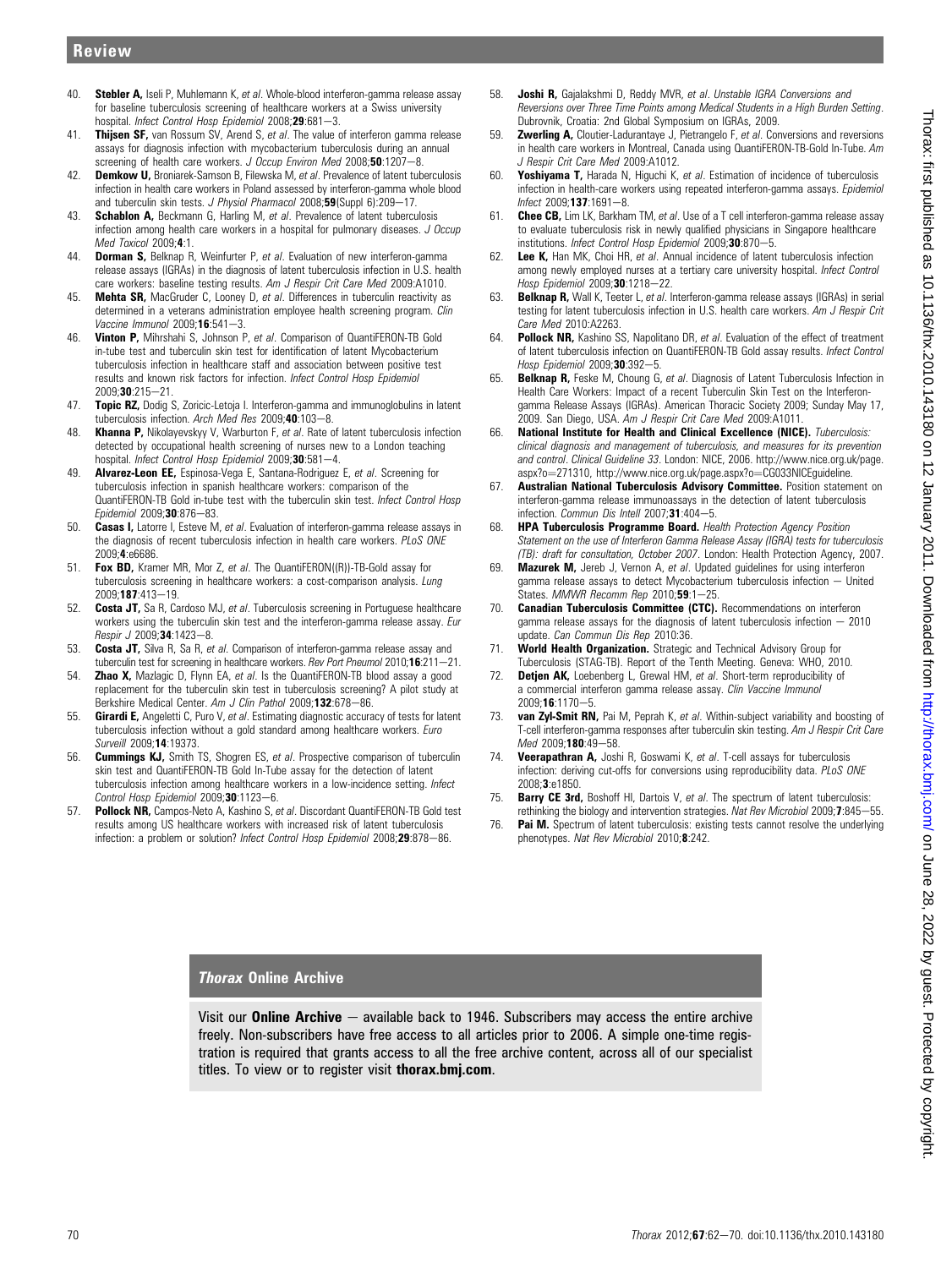40. **Stebler A,** Iseli P, Muhlemann K, *et al*. Whole-blood interferon-gamma release assay for baseline tuberculosis screening of healthcare workers at a Swiss university hospital. *Infect Control Hosp Epidemiol* 2008;**29**:681–3.
41. **Thijsen SF,** van Rossum SV, Arend S, *et al*. The value of interferon gamma release assays for diagnosis infection with mycobacterium tuberculosis during an annual screening of health care workers. *J Occup Environ Med* 2008;**50**:1207–8.
42. **Demkow U,** Broniarek-Samson B, Filewska M, *et al*. Prevalence of latent tuberculosis infection in health care workers in Poland assessed by interferon-gamma whole blood and tuberculin skin tests. *J Physiol Pharmacol* 2008;**59**(Suppl 6):209–17.
43. **Schablon A,** Beckmann G, Harling M, *et al*. Prevalence of latent tuberculosis infection among health care workers in a hospital for pulmonary diseases. *J Occup Med Toxicol* 2009;**4**:1.
44. **Dorman S,** Belknap R, Weinfurter P, *et al*. Evaluation of new interferon-gamma release assays (IGRAs) in the diagnosis of latent tuberculosis infection in U.S. health care workers: baseline testing results. *Am J Respir Crit Care Med* 2009:A1010.
45. **Mehta SR,** MacGruder C, Looney D, *et al*. Differences in tuberculin reactivity as determined in a veterans administration employee health screening program. *Clin Vaccine Immunol* 2009;**16**:541–3.
46. **Vinton P,** Mihrshahi S, Johnson P, *et al*. Comparison of QuantiFERON-TB Gold in-tube test and tuberculin skin test for identification of latent Mycobacterium tuberculosis infection in healthcare staff and association between positive test results and known risk factors for infection. *Infect Control Hosp Epidemiol* 2009;**30**:215–21.
47. **Topic RZ,** Dodig S, Zoricic-Letoja I. Interferon-gamma and immunoglobulins in latent tuberculosis infection. *Arch Med Res* 2009;**40**:103–8.
48. **Khanna P,** Nikolayevskyy V, Warburton F, *et al*. Rate of latent tuberculosis infection detected by occupational health screening of nurses new to a London teaching hospital. *Infect Control Hosp Epidemiol* 2009;**30**:581–4.
49. **Alvarez-Leon EE,** Espinosa-Vega E, Santana-Rodriguez E, *et al*. Screening for tuberculosis infection in spanish healthcare workers: comparison of the QuantiFERON-TB Gold in-tube test with the tuberculin skin test. *Infect Control Hosp Epidemiol* 2009;**30**:876–83.
50. **Casas I,** Latorre I, Esteve M, *et al*. Evaluation of interferon-gamma release assays in the diagnosis of recent tuberculosis infection in health care workers. *PLoS ONE* 2009;**4**:e6686.
51. **Fox BD,** Kramer MR, Mor Z, *et al*. The QuantiFERON((R))-TB-Gold assay for tuberculosis screening in healthcare workers: a cost-comparison analysis. *Lung* 2009;**187**:413–19.
52. **Costa JT,** Sa R, Cardoso MJ, *et al*. Tuberculosis screening in Portuguese healthcare workers using the tuberculin skin test and the interferon-gamma release assay. *Eur Respir J* 2009;**34**:1423–8.
53. **Costa JT,** Silva R, Sa R, *et al*. Comparison of interferon-gamma release assay and tuberculin test for screening in healthcare workers. *Rev Port Pneumol* 2010;**16**:211–21.
54. **Zhao X,** Mazlagic D, Flynn EA, *et al*. Is the QuantiFERON-TB blood assay a good replacement for the tuberculin skin test in tuberculosis screening? A pilot study at Berkshire Medical Center. *Am J Clin Pathol* 2009;**132**:678–86.
55. **Girardi E,** Angeletti C, Puro V, *et al*. Estimating diagnostic accuracy of tests for latent tuberculosis infection without a gold standard among healthcare workers. *Euro Surveill* 2009;**14**:19373.
56. **Cummings KJ,** Smith TS, Shogren ES, *et al*. Prospective comparison of tuberculin skin test and QuantiFERON-TB Gold In-Tube assay for the detection of latent tuberculosis infection among healthcare workers in a low-incidence setting. *Infect Control Hosp Epidemiol* 2009;**30**:1123–6.
57. **Pollock NR,** Campos-Neto A, Kashino S, *et al*. Discordant QuantiFERON-TB Gold test results among US healthcare workers with increased risk of latent tuberculosis infection: a problem or solution? *Infect Control Hosp Epidemiol* 2008;**29**:878–86.
58. **Joshi R,** Gajalakshmi D, Reddy MVR, *et al*. *Unstable IGRA Conversions and Reversions over Three Time Points among Medical Students in a High Burden Setting*. Dubrovnik, Croatia: 2nd Global Symposium on IGRAs, 2009.
59. **Zwerling A,** Cloutier-Ladurantaye J, Pietrangelo F, *et al*. Conversions and reversions in health care workers in Montreal, Canada using QuantiFERON-TB-Gold In-Tube. *Am J Respir Crit Care Med* 2009:A1012.
60. **Yoshiyama T,** Harada N, Higuchi K, *et al*. Estimation of incidence of tuberculosis infection in health-care workers using repeated interferon-gamma assays. *Epidemiol Infect* 2009;**137**:1691–8.
61. **Chee CB,** Lim LK, Barkham TM, *et al*. Use of a T cell interferon-gamma release assay to evaluate tuberculosis risk in newly qualified physicians in Singapore healthcare institutions. *Infect Control Hosp Epidemiol* 2009;**30**:870–5.
62. **Lee K,** Han MK, Choi HR, *et al*. Annual incidence of latent tuberculosis infection among newly employed nurses at a tertiary care university hospital. *Infect Control Hosp Epidemiol* 2009;**30**:1218–22.
63. **Belknap R,** Wall K, Teeter L, *et al*. Interferon-gamma release assays (IGRAs) in serial testing for latent tuberculosis infection in U.S. health care workers. *Am J Respir Crit Care Med* 2010:A2263.
64. **Pollock NR,** Kashino SS, Napolitano DR, *et al*. Evaluation of the effect of treatment of latent tuberculosis infection on QuantiFERON-TB Gold assay results. *Infect Control Hosp Epidemiol* 2009;**30**:392–5.
65. **Belknap R,** Feske M, Choung G, *et al*. Diagnosis of Latent Tuberculosis Infection in Health Care Workers: Impact of a recent Tuberculin Skin Test on the Interferon-gamma Release Assays (IGRAs). American Thoracic Society 2009; Sunday May 17, 2009. San Diego, USA. *Am J Respir Crit Care Med* 2009:A1011.
66. **National Institute for Health and Clinical Excellence (NICE).** *Tuberculosis: clinical diagnosis and management of tuberculosis, and measures for its prevention and control*. *Clinical Guideline 33*. London: NICE, 2006. http://www.nice.org.uk/page.aspx?o=271310, http://www.nice.org.uk/page.aspx?o=CG033NICEguideline.
67. **Australian National Tuberculosis Advisory Committee.** Position statement on interferon-gamma release immunoassays in the detection of latent tuberculosis infection. *Commun Dis Intell* 2007;**31**:404–5.
68. **HPA Tuberculosis Programme Board.** *Health Protection Agency Position Statement on the use of Interferon Gamma Release Assay (IGRA) tests for tuberculosis (TB): draft for consultation, October 2007*. London: Health Protection Agency, 2007.
69. **Mazurek M,** Jereb J, Vernon A, *et al*. Updated guidelines for using interferon gamma release assays to detect Mycobacterium tuberculosis infection — United States. *MMWR Recomm Rep* 2010;**59**:1–25.
70. **Canadian Tuberculosis Committee (CTC).** Recommendations on interferon gamma release assays for the diagnosis of latent tuberculosis infection — 2010 update. *Can Commun Dis Rep* 2010:36.
71. **World Health Organization.** Strategic and Technical Advisory Group for Tuberculosis (STAG-TB). Report of the Tenth Meeting. Geneva: WHO, 2010.
72. **Detjen AK,** Loebenberg L, Grewal HM, *et al*. Short-term reproducibility of a commercial interferon gamma release assay. *Clin Vaccine Immunol* 2009;**16**:1170–5.
73. **van Zyl-Smit RN,** Pai M, Peprah K, *et al*. Within-subject variability and boosting of T-cell interferon-gamma responses after tuberculin skin testing. *Am J Respir Crit Care Med* 2009;**180**:49–58.
74. **Veerapathran A,** Joshi R, Goswami K, *et al*. T-cell assays for tuberculosis infection: deriving cut-offs for conversions using reproducibility data. *PLoS ONE* 2008;**3**:e1850.
75. **Barry CE 3rd,** Boshoff HI, Dartois V, *et al*. The spectrum of latent tuberculosis: rethinking the biology and intervention strategies. *Nat Rev Microbiol* 2009;**7**:845–55.
76. **Pai M.** Spectrum of latent tuberculosis: existing tests cannot resolve the underlying phenotypes. *Nat Rev Microbiol* 2010;**8**:242.

### *Thorax* Online Archive

Visit our **Online Archive** — available back to 1946. Subscribers may access the entire archive freely. Non-subscribers have free access to all articles prior to 2006. A simple one-time registration is required that grants access to all the free archive content, across all of our specialist titles. To view or to register visit **thorax.bmj.com**.